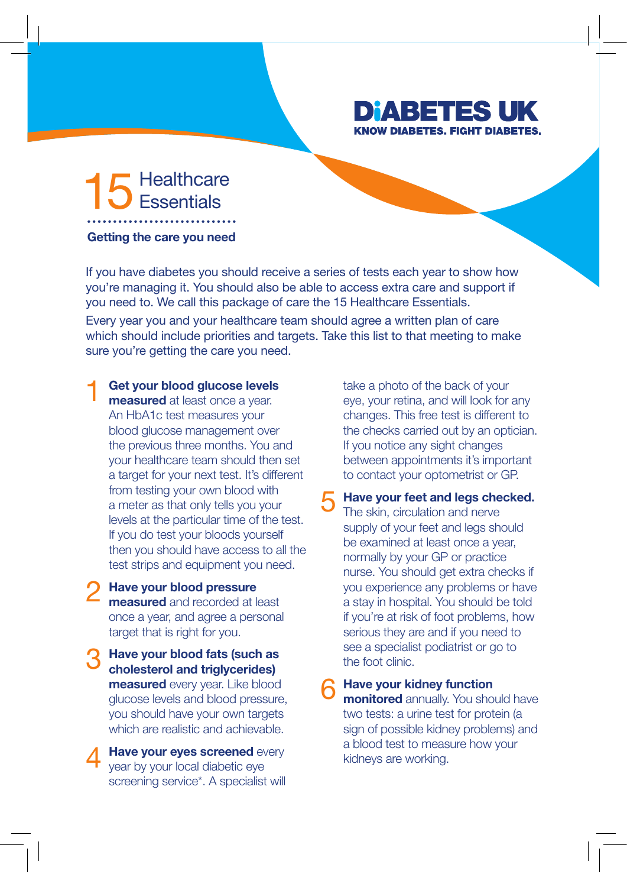DIABETES UK
KNOW DIABETES. FIGHT DIABETES.

# 15 Healthcare Essentials

**Getting the care you need**

If you have diabetes you should receive a series of tests each year to show how you're managing it. You should also be able to access extra care and support if you need to. We call this package of care the 15 Healthcare Essentials.

Every year you and your healthcare team should agree a written plan of care which should include priorities and targets. Take this list to that meeting to make sure you're getting the care you need.

1. **Get your blood glucose levels measured** at least once a year. An HbA1c test measures your blood glucose management over the previous three months. You and your healthcare team should then set a target for your next test. It's different from testing your own blood with a meter as that only tells you your levels at the particular time of the test. If you do test your bloods yourself then you should have access to all the test strips and equipment you need.

2. **Have your blood pressure measured** and recorded at least once a year, and agree a personal target that is right for you.

3. **Have your blood fats (such as cholesterol and triglycerides) measured** every year. Like blood glucose levels and blood pressure, you should have your own targets which are realistic and achievable.

4. **Have your eyes screened** every year by your local diabetic eye screening service*. A specialist will take a photo of the back of your eye, your retina, and will look for any changes. This free test is different to the checks carried out by an optician. If you notice any sight changes between appointments it's important to contact your optometrist or GP.

5. **Have your feet and legs checked.** The skin, circulation and nerve supply of your feet and legs should be examined at least once a year, normally by your GP or practice nurse. You should get extra checks if you experience any problems or have a stay in hospital. You should be told if you're at risk of foot problems, how serious they are and if you need to see a specialist podiatrist or go to the foot clinic.

6. **Have your kidney function monitored** annually. You should have two tests: a urine test for protein (a sign of possible kidney problems) and a blood test to measure how your kidneys are working.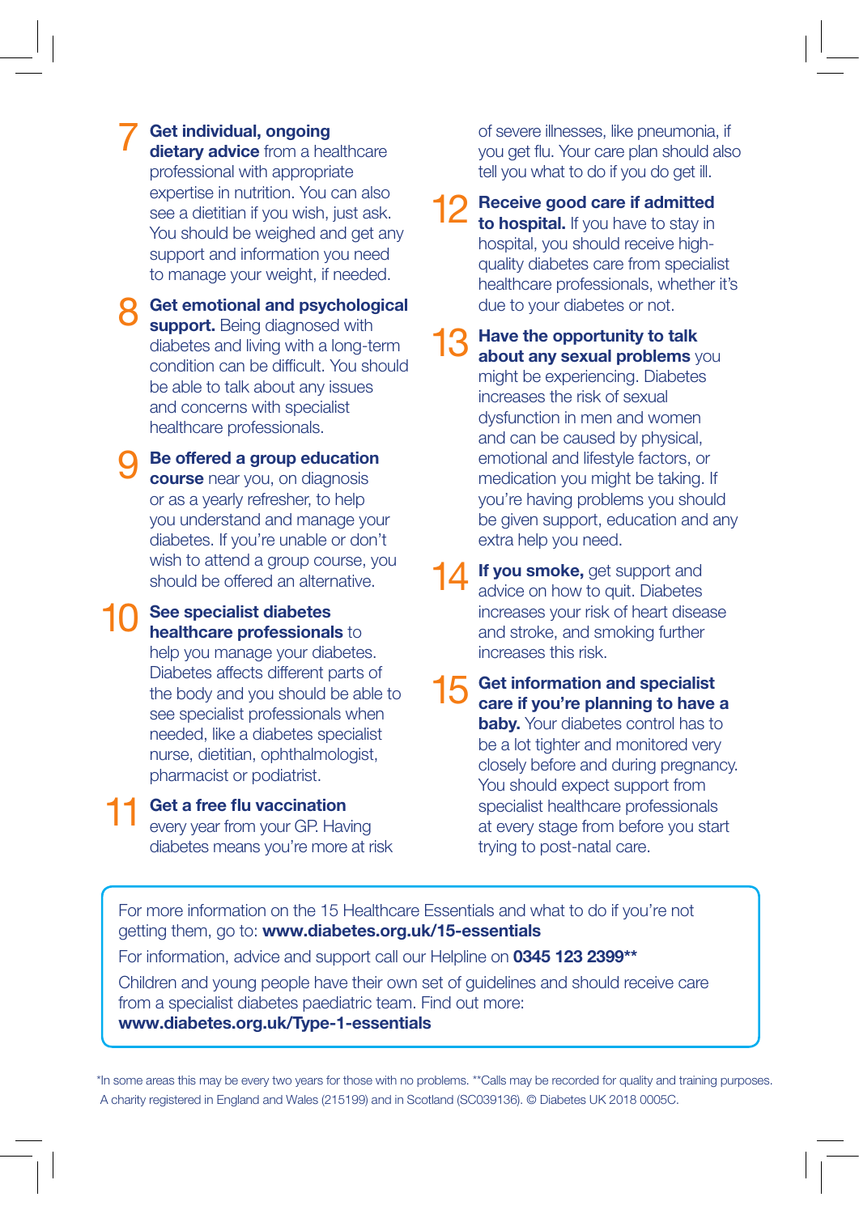7. **Get individual, ongoing dietary advice** from a healthcare professional with appropriate expertise in nutrition. You can also see a dietitian if you wish, just ask. You should be weighed and get any support and information you need to manage your weight, if needed.

8. **Get emotional and psychological support.** Being diagnosed with diabetes and living with a long-term condition can be difficult. You should be able to talk about any issues and concerns with specialist healthcare professionals.

9. **Be offered a group education course** near you, on diagnosis or as a yearly refresher, to help you understand and manage your diabetes. If you're unable or don't wish to attend a group course, you should be offered an alternative.

10. **See specialist diabetes healthcare professionals** to help you manage your diabetes. Diabetes affects different parts of the body and you should be able to see specialist professionals when needed, like a diabetes specialist nurse, dietitian, ophthalmologist, pharmacist or podiatrist.

11. **Get a free flu vaccination** every year from your GP. Having diabetes means you're more at risk of severe illnesses, like pneumonia, if you get flu. Your care plan should also tell you what to do if you do get ill.

12. **Receive good care if admitted to hospital.** If you have to stay in hospital, you should receive high-quality diabetes care from specialist healthcare professionals, whether it's due to your diabetes or not.

13. **Have the opportunity to talk about any sexual problems** you might be experiencing. Diabetes increases the risk of sexual dysfunction in men and women and can be caused by physical, emotional and lifestyle factors, or medication you might be taking. If you're having problems you should be given support, education and any extra help you need.

14. **If you smoke,** get support and advice on how to quit. Diabetes increases your risk of heart disease and stroke, and smoking further increases this risk.

15. **Get information and specialist care if you're planning to have a baby.** Your diabetes control has to be a lot tighter and monitored very closely before and during pregnancy. You should expect support from specialist healthcare professionals at every stage from before you start trying to post-natal care.

For more information on the 15 Healthcare Essentials and what to do if you're not getting them, go to: **www.diabetes.org.uk/15-essentials**

For information, advice and support call our Helpline on **0345 123 2399****

Children and young people have their own set of guidelines and should receive care from a specialist diabetes paediatric team. Find out more: **www.diabetes.org.uk/Type-1-essentials**

*In some areas this may be every two years for those with no problems. **Calls may be recorded for quality and training purposes.
A charity registered in England and Wales (215199) and in Scotland (SC039136). © Diabetes UK 2018 0005C.